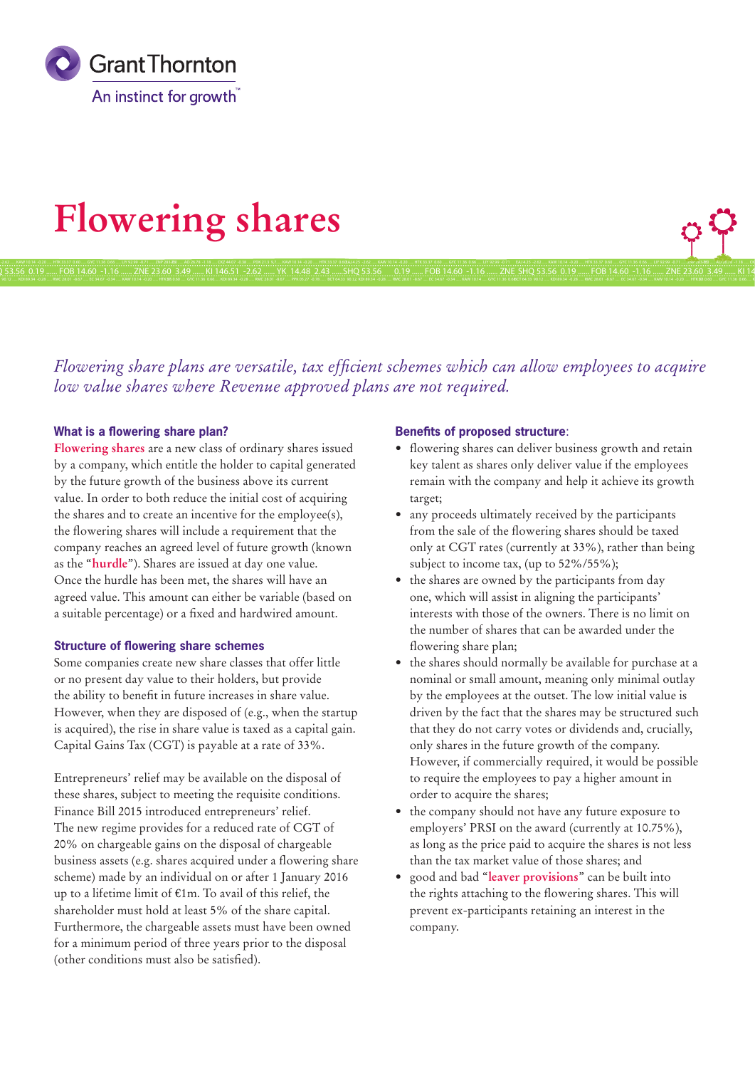Grant Thornton

An instinct for growth™

# Flowering shares

*Flowering share plans are versatile, tax efficient schemes which can allow employees to acquire low value shares where Revenue approved plans are not required.*

### What is a flowering share plan?

**Flowering shares** are a new class of ordinary shares issued by a company, which entitle the holder to capital generated by the future growth of the business above its current value. In order to both reduce the initial cost of acquiring the shares and to create an incentive for the employee(s), the flowering shares will include a requirement that the company reaches an agreed level of future growth (known as the "**hurdle**"). Shares are issued at day one value. Once the hurdle has been met, the shares will have an agreed value. This amount can either be variable (based on a suitable percentage) or a fixed and hardwired amount.

### Structure of flowering share schemes

Some companies create new share classes that offer little or no present day value to their holders, but provide the ability to benefit in future increases in share value. However, when they are disposed of (e.g., when the startup is acquired), the rise in share value is taxed as a capital gain. Capital Gains Tax (CGT) is payable at a rate of 33%.

Entrepreneurs' relief may be available on the disposal of these shares, subject to meeting the requisite conditions. Finance Bill 2015 introduced entrepreneurs' relief. The new regime provides for a reduced rate of CGT of 20% on chargeable gains on the disposal of chargeable business assets (e.g. shares acquired under a flowering share scheme) made by an individual on or after 1 January 2016 up to a lifetime limit of €1m. To avail of this relief, the shareholder must hold at least 5% of the share capital. Furthermore, the chargeable assets must have been owned for a minimum period of three years prior to the disposal (other conditions must also be satisfied).

### Benefits of proposed structure:

- flowering shares can deliver business growth and retain key talent as shares only deliver value if the employees remain with the company and help it achieve its growth target;
- any proceeds ultimately received by the participants from the sale of the flowering shares should be taxed only at CGT rates (currently at 33%), rather than being subject to income tax, (up to 52%/55%);
- the shares are owned by the participants from day one, which will assist in aligning the participants' interests with those of the owners. There is no limit on the number of shares that can be awarded under the flowering share plan;
- the shares should normally be available for purchase at a nominal or small amount, meaning only minimal outlay by the employees at the outset. The low initial value is driven by the fact that the shares may be structured such that they do not carry votes or dividends and, crucially, only shares in the future growth of the company. However, if commercially required, it would be possible to require the employees to pay a higher amount in order to acquire the shares;
- the company should not have any future exposure to employers' PRSI on the award (currently at 10.75%), as long as the price paid to acquire the shares is not less than the tax market value of those shares; and
- good and bad "**leaver provisions**" can be built into the rights attaching to the flowering shares. This will prevent ex-participants retaining an interest in the company.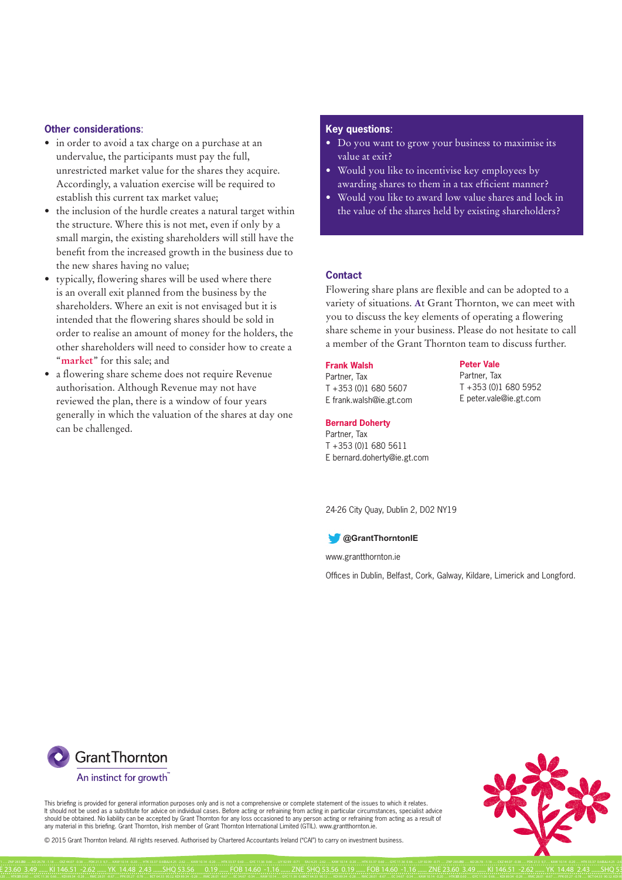### Other considerations:

- in order to avoid a tax charge on a purchase at an undervalue, the participants must pay the full, unrestricted market value for the shares they acquire. Accordingly, a valuation exercise will be required to establish this current tax market value;
- the inclusion of the hurdle creates a natural target within the structure. Where this is not met, even if only by a small margin, the existing shareholders will still have the benefit from the increased growth in the business due to the new shares having no value;
- typically, flowering shares will be used where there is an overall exit planned from the business by the shareholders. Where an exit is not envisaged but it is intended that the flowering shares should be sold in order to realise an amount of money for the holders, the other shareholders will need to consider how to create a "**market**" for this sale; and
- a flowering share scheme does not require Revenue authorisation. Although Revenue may not have reviewed the plan, there is a window of four years generally in which the valuation of the shares at day one can be challenged.

### Key questions:

- Do you want to grow your business to maximise its value at exit?
- Would you like to incentivise key employees by awarding shares to them in a tax efficient manner?
- Would you like to award low value shares and lock in the value of the shares held by existing shareholders?

### Contact

Flowering share plans are flexible and can be adopted to a variety of situations. At Grant Thornton, we can meet with you to discuss the key elements of operating a flowering share scheme in your business. Please do not hesitate to call a member of the Grant Thornton team to discuss further.

**Frank Walsh**
Partner, Tax
T +353 (0)1 680 5607
E frank.walsh@ie.gt.com

**Peter Vale**
Partner, Tax
T +353 (0)1 680 5952
E peter.vale@ie.gt.com

**Bernard Doherty**
Partner, Tax
T +353 (0)1 680 5611
E bernard.doherty@ie.gt.com

24-26 City Quay, Dublin 2, D02 NY19

**@GrantThorntonIE**

www.grantthornton.ie

Offices in Dublin, Belfast, Cork, Galway, Kildare, Limerick and Longford.

Grant Thornton
An instinct for growth™

This briefing is provided for general information purposes only and is not a comprehensive or complete statement of the issues to which it relates. It should not be used as a substitute for advice on individual cases. Before acting or refraining from acting in particular circumstances, specialist advice should be obtained. No liability can be accepted by Grant Thornton for any loss occasioned to any person acting or refraining from acting as a result of any material in this briefing. Grant Thornton, Irish member of Grant Thornton International Limited (GTIL). www.grantthornton.ie.

© 2015 Grant Thornton Ireland. All rights reserved. Authorised by Chartered Accountants Ireland ("CAI") to carry on investment business.